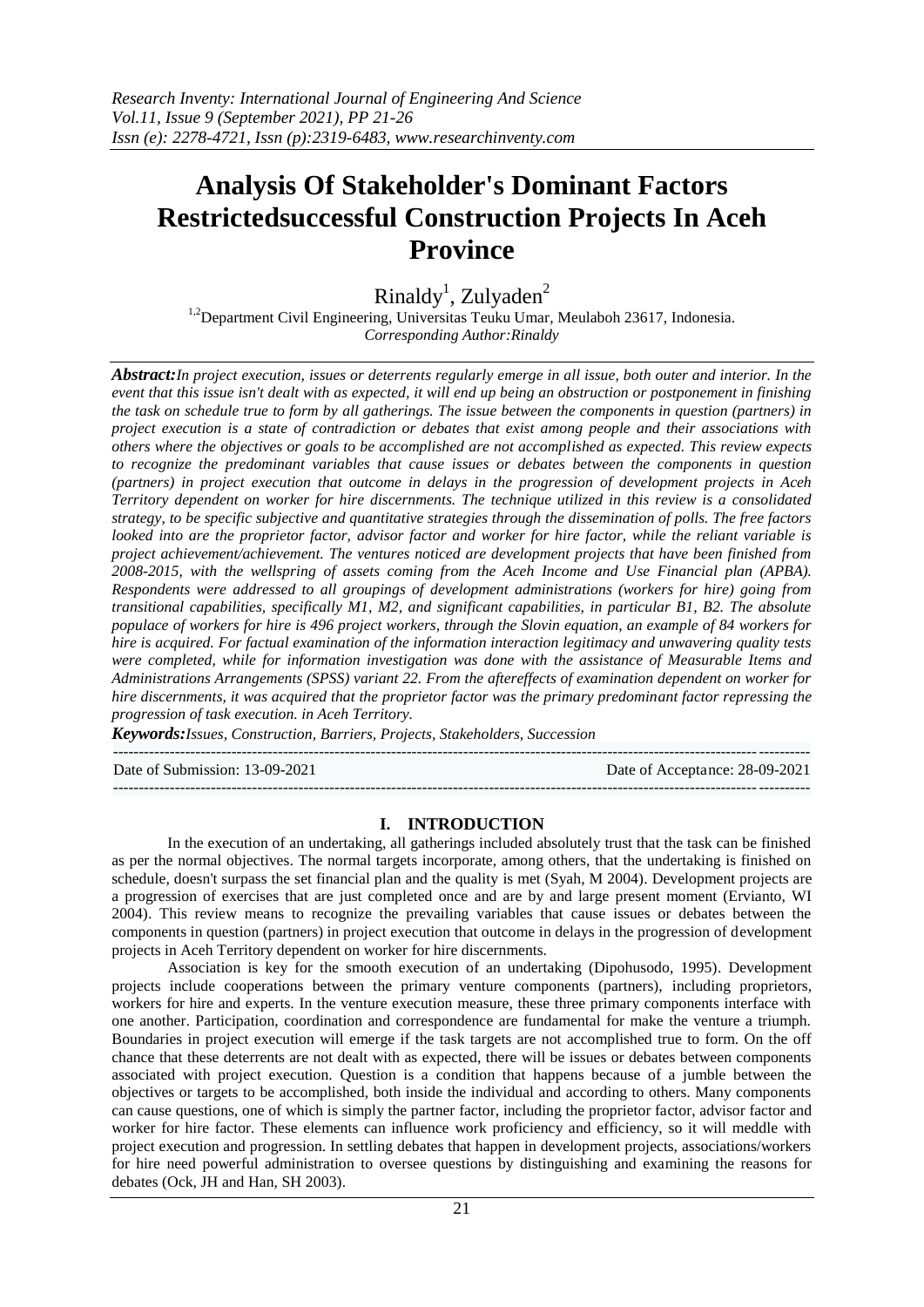# Analysis Of Stakeholder's Dominant Factors Restrictedsuccessful Construction Projects In Aceh Province

Rinaldy[1], Zulyaden[2]

[1,2]Department Civil Engineering, Universitas Teuku Umar, Meulaboh 23617, Indonesia.
*Corresponding Author:Rinaldy*

***Abstract:****In project execution, issues or deterrents regularly emerge in all issue, both outer and interior. In the event that this issue isn't dealt with as expected, it will end up being an obstruction or postponement in finishing the task on schedule true to form by all gatherings. The issue between the components in question (partners) in project execution is a state of contradiction or debates that exist among people and their associations with others where the objectives or goals to be accomplished are not accomplished as expected. This review expects to recognize the predominant variables that cause issues or debates between the components in question (partners) in project execution that outcome in delays in the progression of development projects in Aceh Territory dependent on worker for hire discernments. The technique utilized in this review is a consolidated strategy, to be specific subjective and quantitative strategies through the dissemination of polls. The free factors looked into are the proprietor factor, advisor factor and worker for hire factor, while the reliant variable is project achievement/achievement. The ventures noticed are development projects that have been finished from 2008-2015, with the wellspring of assets coming from the Aceh Income and Use Financial plan (APBA). Respondents were addressed to all groupings of development administrations (workers for hire) going from transitional capabilities, specifically M1, M2, and significant capabilities, in particular B1, B2. The absolute populace of workers for hire is 496 project workers, through the Slovin equation, an example of 84 workers for hire is acquired. For factual examination of the information interaction legitimacy and unwavering quality tests were completed, while for information investigation was done with the assistance of Measurable Items and Administrations Arrangements (SPSS) variant 22. From the aftereffects of examination dependent on worker for hire discernments, it was acquired that the proprietor factor was the primary predominant factor repressing the progression of task execution. in Aceh Territory.*

***Keywords:****Issues, Construction, Barriers, Projects, Stakeholders, Succession*

---

Date of Submission: 13-09-2021 Date of Acceptance: 28-09-2021

---

## I. INTRODUCTION

In the execution of an undertaking, all gatherings included absolutely trust that the task can be finished as per the normal objectives. The normal targets incorporate, among others, that the undertaking is finished on schedule, doesn't surpass the set financial plan and the quality is met (Syah, M 2004). Development projects are a progression of exercises that are just completed once and are by and large present moment (Ervianto, WI 2004). This review means to recognize the prevailing variables that cause issues or debates between the components in question (partners) in project execution that outcome in delays in the progression of development projects in Aceh Territory dependent on worker for hire discernments.

Association is key for the smooth execution of an undertaking (Dipohusodo, 1995). Development projects include cooperations between the primary venture components (partners), including proprietors, workers for hire and experts. In the venture execution measure, these three primary components interface with one another. Participation, coordination and correspondence are fundamental for make the venture a triumph. Boundaries in project execution will emerge if the task targets are not accomplished true to form. On the off chance that these deterrents are not dealt with as expected, there will be issues or debates between components associated with project execution. Question is a condition that happens because of a jumble between the objectives or targets to be accomplished, both inside the individual and according to others. Many components can cause questions, one of which is simply the partner factor, including the proprietor factor, advisor factor and worker for hire factor. These elements can influence work proficiency and efficiency, so it will meddle with project execution and progression. In settling debates that happen in development projects, associations/workers for hire need powerful administration to oversee questions by distinguishing and examining the reasons for debates (Ock, JH and Han, SH 2003).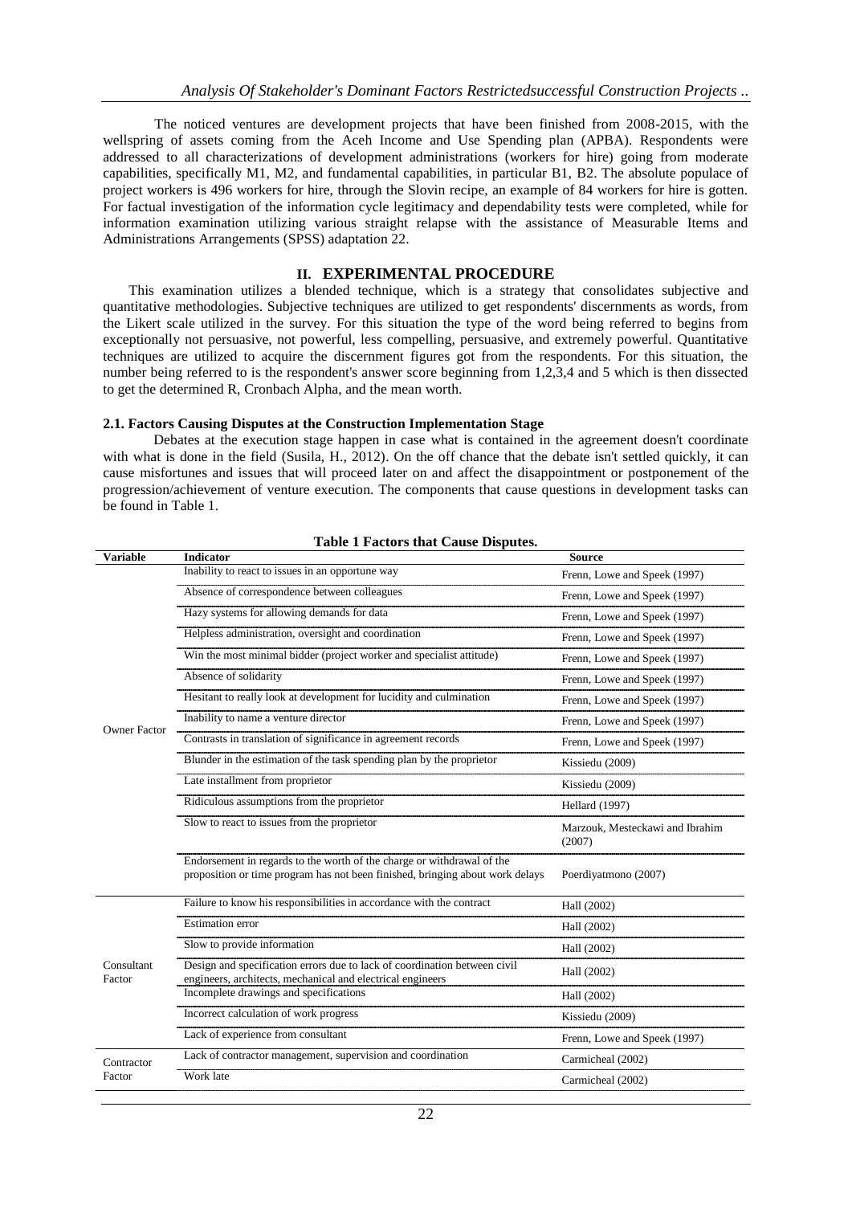The noticed ventures are development projects that have been finished from 2008-2015, with the wellspring of assets coming from the Aceh Income and Use Spending plan (APBA). Respondents were addressed to all characterizations of development administrations (workers for hire) going from moderate capabilities, specifically M1, M2, and fundamental capabilities, in particular B1, B2. The absolute populace of project workers is 496 workers for hire, through the Slovin recipe, an example of 84 workers for hire is gotten. For factual investigation of the information cycle legitimacy and dependability tests were completed, while for information examination utilizing various straight relapse with the assistance of Measurable Items and Administrations Arrangements (SPSS) adaptation 22.

## II. EXPERIMENTAL PROCEDURE

This examination utilizes a blended technique, which is a strategy that consolidates subjective and quantitative methodologies. Subjective techniques are utilized to get respondents' discernments as words, from the Likert scale utilized in the survey. For this situation the type of the word being referred to begins from exceptionally not persuasive, not powerful, less compelling, persuasive, and extremely powerful. Quantitative techniques are utilized to acquire the discernment figures got from the respondents. For this situation, the number being referred to is the respondent's answer score beginning from 1,2,3,4 and 5 which is then dissected to get the determined R, Cronbach Alpha, and the mean worth.

### 2.1. Factors Causing Disputes at the Construction Implementation Stage

Debates at the execution stage happen in case what is contained in the agreement doesn't coordinate with what is done in the field (Susila, H., 2012). On the off chance that the debate isn't settled quickly, it can cause misfortunes and issues that will proceed later on and affect the disappointment or postponement of the progression/achievement of venture execution. The components that cause questions in development tasks can be found in Table 1.

**Table 1 Factors that Cause Disputes.**

| Variable | Indicator | Source |
|---|---|---|
| Owner Factor | Inability to react to issues in an opportune way | Frenn, Lowe and Speek (1997) |
| | Absence of correspondence between colleagues | Frenn, Lowe and Speek (1997) |
| | Hazy systems for allowing demands for data | Frenn, Lowe and Speek (1997) |
| | Helpless administration, oversight and coordination | Frenn, Lowe and Speek (1997) |
| | Win the most minimal bidder (project worker and specialist attitude) | Frenn, Lowe and Speek (1997) |
| | Absence of solidarity | Frenn, Lowe and Speek (1997) |
| | Hesitant to really look at development for lucidity and culmination | Frenn, Lowe and Speek (1997) |
| | Inability to name a venture director | Frenn, Lowe and Speek (1997) |
| | Contrasts in translation of significance in agreement records | Frenn, Lowe and Speek (1997) |
| | Blunder in the estimation of the task spending plan by the proprietor | Kissiedu (2009) |
| | Late installment from proprietor | Kissiedu (2009) |
| | Ridiculous assumptions from the proprietor | Hellard (1997) |
| | Slow to react to issues from the proprietor | Marzouk, Mesteckawi and Ibrahim (2007) |
| | Endorsement in regards to the worth of the charge or withdrawal of the proposition or time program has not been finished, bringing about work delays | Poerdiyatmono (2007) |
| Consultant Factor | Failure to know his responsibilities in accordance with the contract | Hall (2002) |
| | Estimation error | Hall (2002) |
| | Slow to provide information | Hall (2002) |
| | Design and specification errors due to lack of coordination between civil engineers, architects, mechanical and electrical engineers | Hall (2002) |
| | Incomplete drawings and specifications | Hall (2002) |
| | Incorrect calculation of work progress | Kissiedu (2009) |
| | Lack of experience from consultant | Frenn, Lowe and Speek (1997) |
| Contractor Factor | Lack of contractor management, supervision and coordination | Carmicheal (2002) |
| | Work late | Carmicheal (2002) |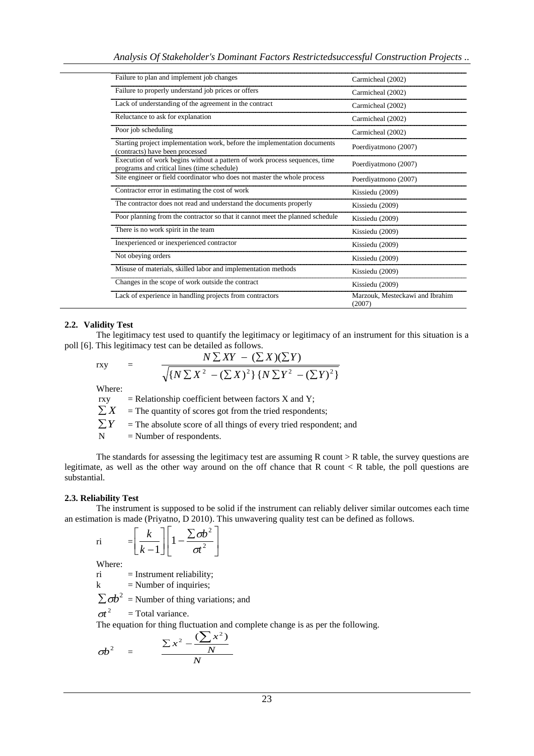| | |
|---|---|
| Failure to plan and implement job changes | Carmicheal (2002) |
| Failure to properly understand job prices or offers | Carmicheal (2002) |
| Lack of understanding of the agreement in the contract | Carmicheal (2002) |
| Reluctance to ask for explanation | Carmicheal (2002) |
| Poor job scheduling | Carmicheal (2002) |
| Starting project implementation work, before the implementation documents (contracts) have been processed | Poerdiyatmono (2007) |
| Execution of work begins without a pattern of work process sequences, time programs and critical lines (time schedule) | Poerdiyatmono (2007) |
| Site engineer or field coordinator who does not master the whole process | Poerdiyatmono (2007) |
| Contractor error in estimating the cost of work | Kissiedu (2009) |
| The contractor does not read and understand the documents properly | Kissiedu (2009) |
| Poor planning from the contractor so that it cannot meet the planned schedule | Kissiedu (2009) |
| There is no work spirit in the team | Kissiedu (2009) |
| Inexperienced or inexperienced contractor | Kissiedu (2009) |
| Not obeying orders | Kissiedu (2009) |
| Misuse of materials, skilled labor and implementation methods | Kissiedu (2009) |
| Changes in the scope of work outside the contract | Kissiedu (2009) |
| Lack of experience in handling projects from contractors | Marzouk, Mesteckawi and Ibrahim (2007) |

### 2.2. Validity Test

The legitimacy test used to quantify the legitimacy or legitimacy of an instrument for this situation is a poll [6]. This legitimacy test can be detailed as follows.

$$rxy = \frac{N\sum XY - (\sum X)(\sum Y)}{\sqrt{\{N\sum X^2 - (\sum X)^2\}\{N\sum Y^2 - (\sum Y)^2\}}}$$

Where:

rxy = Relationship coefficient between factors X and Y;
$\sum X$ = The quantity of scores got from the tried respondents;
$\sum Y$ = The absolute score of all things of every tried respondent; and
N = Number of respondents.

The standards for assessing the legitimacy test are assuming R count > R table, the survey questions are legitimate, as well as the other way around on the off chance that R count < R table, the poll questions are substantial.

### 2.3. Reliability Test

The instrument is supposed to be solid if the instrument can reliably deliver similar outcomes each time an estimation is made (Priyatno, D 2010). This unwavering quality test can be defined as follows.

$$ri = \left[\frac{k}{k-1}\right]\left[1 - \frac{\sum \sigma b^2}{\sigma t^2}\right]$$

Where:

ri = Instrument reliability;
k = Number of inquiries;
$\sum \sigma b^2$ = Number of thing variations; and
$\sigma t^2$ = Total variance.

The equation for thing fluctuation and complete change is as per the following.

$$\sigma b^2 = \frac{\sum x^2 - \frac{(\sum x^2)}{N}}{N}$$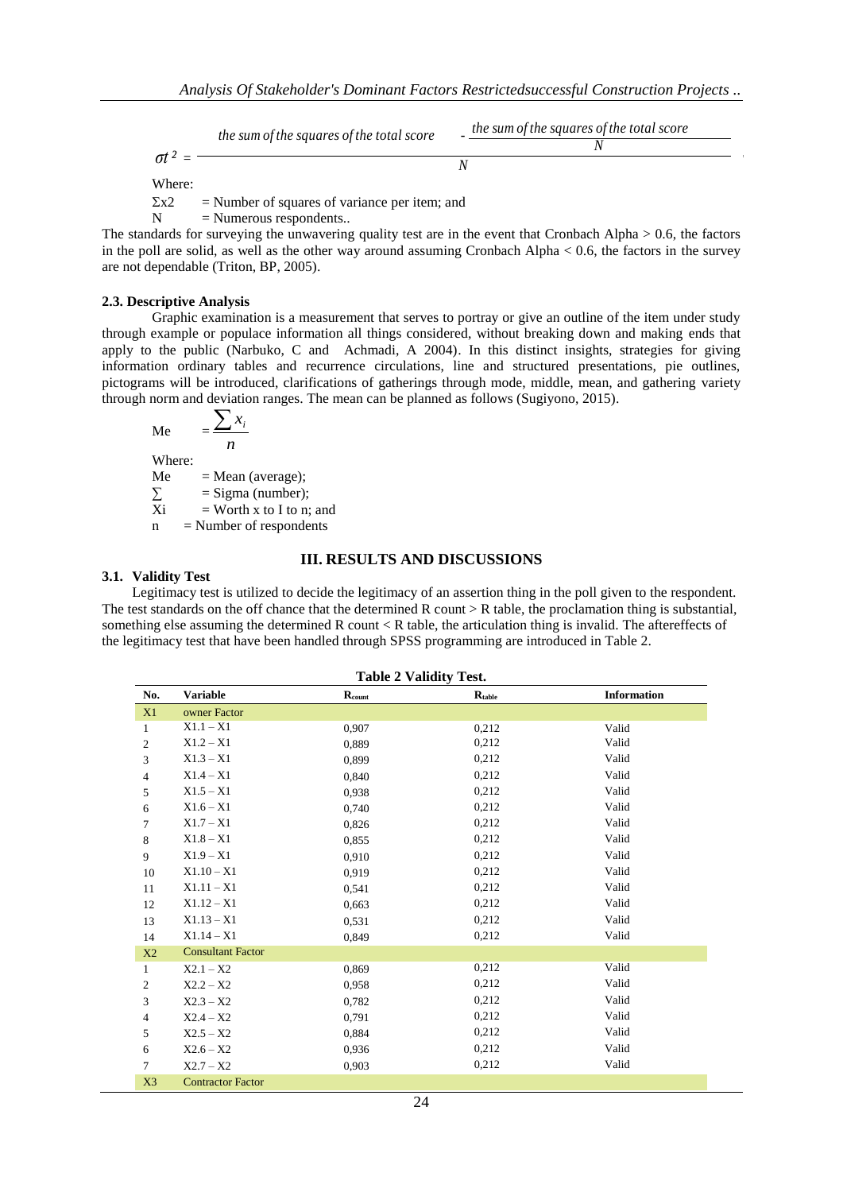$$\sigma t^2 = \frac{\text{the sum of the squares of the total score} - \frac{\text{the sum of the squares of the total score}}{N}}{N}$$

Where:

$\Sigma x2$ = Number of squares of variance per item; and

N = Numerous respondents..

The standards for surveying the unwavering quality test are in the event that Cronbach Alpha > 0.6, the factors in the poll are solid, as well as the other way around assuming Cronbach Alpha < 0.6, the factors in the survey are not dependable (Triton, BP, 2005).

### 2.3. Descriptive Analysis

Graphic examination is a measurement that serves to portray or give an outline of the item under study through example or populace information all things considered, without breaking down and making ends that apply to the public (Narbuko, C and Achmadi, A 2004). In this distinct insights, strategies for giving information ordinary tables and recurrence circulations, line and structured presentations, pie outlines, pictograms will be introduced, clarifications of gatherings through mode, middle, mean, and gathering variety through norm and deviation ranges. The mean can be planned as follows (Sugiyono, 2015).

$$Me = \frac{\sum x_i}{n}$$

Where:

Me = Mean (average);

$\sum$ = Sigma (number);

Xi = Worth x to I to n; and

n = Number of respondents

## III. RESULTS AND DISCUSSIONS

### 3.1. Validity Test

Legitimacy test is utilized to decide the legitimacy of an assertion thing in the poll given to the respondent. The test standards on the off chance that the determined R count > R table, the proclamation thing is substantial, something else assuming the determined R count < R table, the articulation thing is invalid. The aftereffects of the legitimacy test that have been handled through SPSS programming are introduced in Table 2.

**Table 2 Validity Test.**

| No. | Variable | $R_{count}$ | $R_{table}$ | Information |
|---|---|---|---|---|
| X1 | owner Factor | | | |
| 1 | X1.1 – X1 | 0,907 | 0,212 | Valid |
| 2 | X1.2 – X1 | 0,889 | 0,212 | Valid |
| 3 | X1.3 – X1 | 0,899 | 0,212 | Valid |
| 4 | X1.4 – X1 | 0,840 | 0,212 | Valid |
| 5 | X1.5 – X1 | 0,938 | 0,212 | Valid |
| 6 | X1.6 – X1 | 0,740 | 0,212 | Valid |
| 7 | X1.7 – X1 | 0,826 | 0,212 | Valid |
| 8 | X1.8 – X1 | 0,855 | 0,212 | Valid |
| 9 | X1.9 – X1 | 0,910 | 0,212 | Valid |
| 10 | X1.10 – X1 | 0,919 | 0,212 | Valid |
| 11 | X1.11 – X1 | 0,541 | 0,212 | Valid |
| 12 | X1.12 – X1 | 0,663 | 0,212 | Valid |
| 13 | X1.13 – X1 | 0,531 | 0,212 | Valid |
| 14 | X1.14 – X1 | 0,849 | 0,212 | Valid |
| X2 | Consultant Factor | | | |
| 1 | X2.1 – X2 | 0,869 | 0,212 | Valid |
| 2 | X2.2 – X2 | 0,958 | 0,212 | Valid |
| 3 | X2.3 – X2 | 0,782 | 0,212 | Valid |
| 4 | X2.4 – X2 | 0,791 | 0,212 | Valid |
| 5 | X2.5 – X2 | 0,884 | 0,212 | Valid |
| 6 | X2.6 – X2 | 0,936 | 0,212 | Valid |
| 7 | X2.7 – X2 | 0,903 | 0,212 | Valid |
| X3 | Contractor Factor | | | |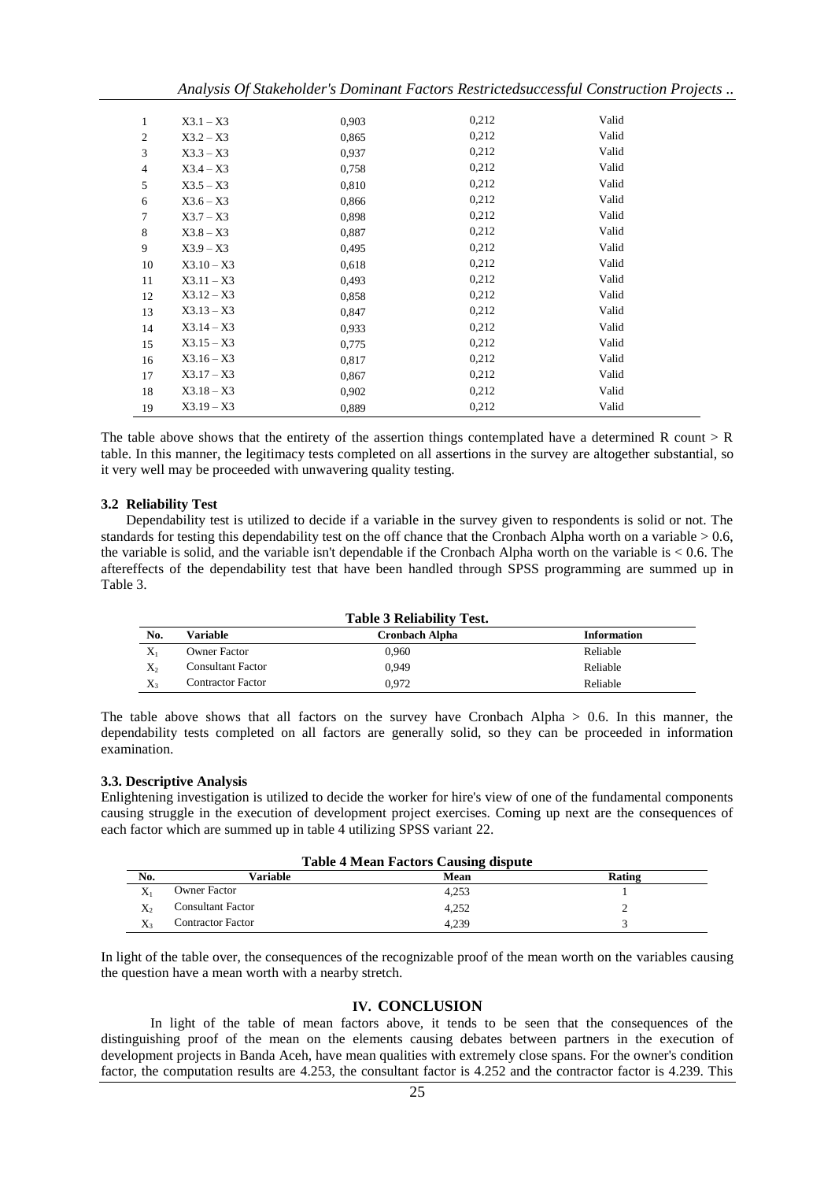| 1 | X3.1 – X3 | 0,903 | 0,212 | Valid |
|---|---|---|---|---|
| 2 | X3.2 – X3 | 0,865 | 0,212 | Valid |
| 3 | X3.3 – X3 | 0,937 | 0,212 | Valid |
| 4 | X3.4 – X3 | 0,758 | 0,212 | Valid |
| 5 | X3.5 – X3 | 0,810 | 0,212 | Valid |
| 6 | X3.6 – X3 | 0,866 | 0,212 | Valid |
| 7 | X3.7 – X3 | 0,898 | 0,212 | Valid |
| 8 | X3.8 – X3 | 0,887 | 0,212 | Valid |
| 9 | X3.9 – X3 | 0,495 | 0,212 | Valid |
| 10 | X3.10 – X3 | 0,618 | 0,212 | Valid |
| 11 | X3.11 – X3 | 0,493 | 0,212 | Valid |
| 12 | X3.12 – X3 | 0,858 | 0,212 | Valid |
| 13 | X3.13 – X3 | 0,847 | 0,212 | Valid |
| 14 | X3.14 – X3 | 0,933 | 0,212 | Valid |
| 15 | X3.15 – X3 | 0,775 | 0,212 | Valid |
| 16 | X3.16 – X3 | 0,817 | 0,212 | Valid |
| 17 | X3.17 – X3 | 0,867 | 0,212 | Valid |
| 18 | X3.18 – X3 | 0,902 | 0,212 | Valid |
| 19 | X3.19 – X3 | 0,889 | 0,212 | Valid |

The table above shows that the entirety of the assertion things contemplated have a determined R count > R table. In this manner, the legitimacy tests completed on all assertions in the survey are altogether substantial, so it very well may be proceeded with unwavering quality testing.

### 3.2 Reliability Test

Dependability test is utilized to decide if a variable in the survey given to respondents is solid or not. The standards for testing this dependability test on the off chance that the Cronbach Alpha worth on a variable > 0.6, the variable is solid, and the variable isn't dependable if the Cronbach Alpha worth on the variable is < 0.6. The aftereffects of the dependability test that have been handled through SPSS programming are summed up in Table 3.

**Table 3 Reliability Test.**

| No. | Variable | Cronbach Alpha | Information |
|---|---|---|---|
| $X_1$ | Owner Factor | 0,960 | Reliable |
| $X_2$ | Consultant Factor | 0,949 | Reliable |
| $X_3$ | Contractor Factor | 0,972 | Reliable |

The table above shows that all factors on the survey have Cronbach Alpha > 0.6. In this manner, the dependability tests completed on all factors are generally solid, so they can be proceeded in information examination.

### 3.3. Descriptive Analysis

Enlightening investigation is utilized to decide the worker for hire's view of one of the fundamental components causing struggle in the execution of development project exercises. Coming up next are the consequences of each factor which are summed up in table 4 utilizing SPSS variant 22.

**Table 4 Mean Factors Causing dispute**

| No. | Variable | Mean | Rating |
|---|---|---|---|
| $X_1$ | Owner Factor | 4,253 | 1 |
| $X_2$ | Consultant Factor | 4,252 | 2 |
| $X_3$ | Contractor Factor | 4,239 | 3 |

In light of the table over, the consequences of the recognizable proof of the mean worth on the variables causing the question have a mean worth with a nearby stretch.

## IV. CONCLUSION

In light of the table of mean factors above, it tends to be seen that the consequences of the distinguishing proof of the mean on the elements causing debates between partners in the execution of development projects in Banda Aceh, have mean qualities with extremely close spans. For the owner's condition factor, the computation results are 4.253, the consultant factor is 4.252 and the contractor factor is 4.239. This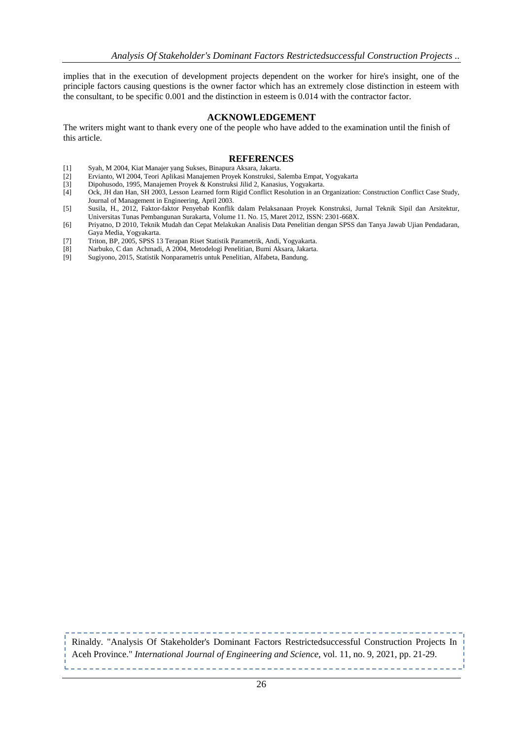implies that in the execution of development projects dependent on the worker for hire's insight, one of the principle factors causing questions is the owner factor which has an extremely close distinction in esteem with the consultant, to be specific 0.001 and the distinction in esteem is 0.014 with the contractor factor.

## ACKNOWLEDGEMENT

The writers might want to thank every one of the people who have added to the examination until the finish of this article.

## REFERENCES

[1] Syah, M 2004, Kiat Manajer yang Sukses, Binapura Aksara, Jakarta.
[2] Ervianto, WI 2004, Teori Aplikasi Manajemen Proyek Konstruksi, Salemba Empat, Yogyakarta
[3] Dipohusodo, 1995, Manajemen Proyek & Konstruksi Jilid 2, Kanasius, Yogyakarta.
[4] Ock, JH dan Han, SH 2003, Lesson Learned form Rigid Conflict Resolution in an Organization: Construction Conflict Case Study, Journal of Management in Engineering, April 2003.
[5] Susila, H., 2012, Faktor-faktor Penyebab Konflik dalam Pelaksanaan Proyek Konstruksi, Jurnal Teknik Sipil dan Arsitektur, Universitas Tunas Pembangunan Surakarta, Volume 11. No. 15, Maret 2012, ISSN: 2301-668X.
[6] Priyatno, D 2010, Teknik Mudah dan Cepat Melakukan Analisis Data Penelitian dengan SPSS dan Tanya Jawab Ujian Pendadaran, Gaya Media, Yogyakarta.
[7] Triton, BP, 2005, SPSS 13 Terapan Riset Statistik Parametrik, Andi, Yogyakarta.
[8] Narbuko, C dan Achmadi, A 2004, Metodelogi Penelitian, Bumi Aksara, Jakarta.
[9] Sugiyono, 2015, Statistik Nonparametris untuk Penelitian, Alfabeta, Bandung.

Rinaldy. "Analysis Of Stakeholder's Dominant Factors Restrictedsuccessful Construction Projects In Aceh Province." *International Journal of Engineering and Science*, vol. 11, no. 9, 2021, pp. 21-29.